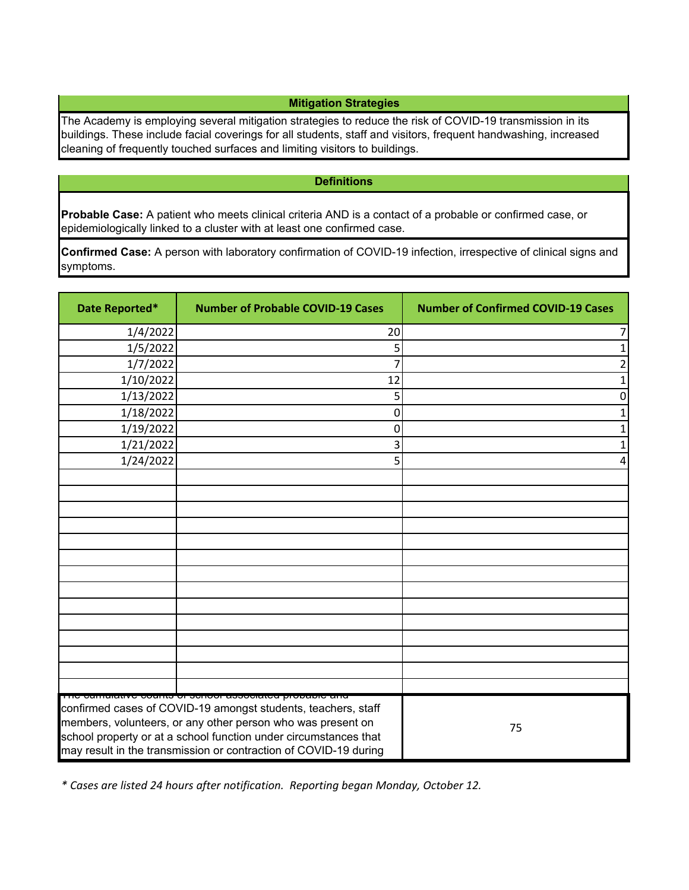## Mitigation Strategies

The Academy is employing several mitigation strategies to reduce the risk of COVID-19 transmission in its buildings. These include facial coverings for all students, staff and visitors, frequent handwashing, increased cleaning of frequently touched surfaces and limiting visitors to buildings.

## Definitions

**Probable Case:** A patient who meets clinical criteria AND is a contact of a probable or confirmed case, or epidemiologically linked to a cluster with at least one confirmed case.

**Confirmed Case:** A person with laboratory confirmation of COVID-19 infection, irrespective of clinical signs and symptoms.

| Date Reported* | Number of Probable COVID-19 Cases | Number of Confirmed COVID-19 Cases |
|---|---|---|
| 1/4/2022 | 20 | 7 |
| 1/5/2022 | 5 | 1 |
| 1/7/2022 | 7 | 2 |
| 1/10/2022 | 12 | 1 |
| 1/13/2022 | 5 | 0 |
| 1/18/2022 | 0 | 1 |
| 1/19/2022 | 0 | 1 |
| 1/21/2022 | 3 | 1 |
| 1/24/2022 | 5 | 4 |
| | | |
| | | |
| | | |
| | | |
| | | |
| | | |
| | | |
| | | |
| | | |
| | | |
| | | |
| | | |
| | | |
| | | |
| The cumulative counts of school associated probable and confirmed cases of COVID-19 amongst students, teachers, staff members, volunteers, or any other person who was present on school property or at a school function under circumstances that may result in the transmission or contraction of COVID-19 during | | 75 |

*\* Cases are listed 24 hours after notification. Reporting began Monday, October 12.*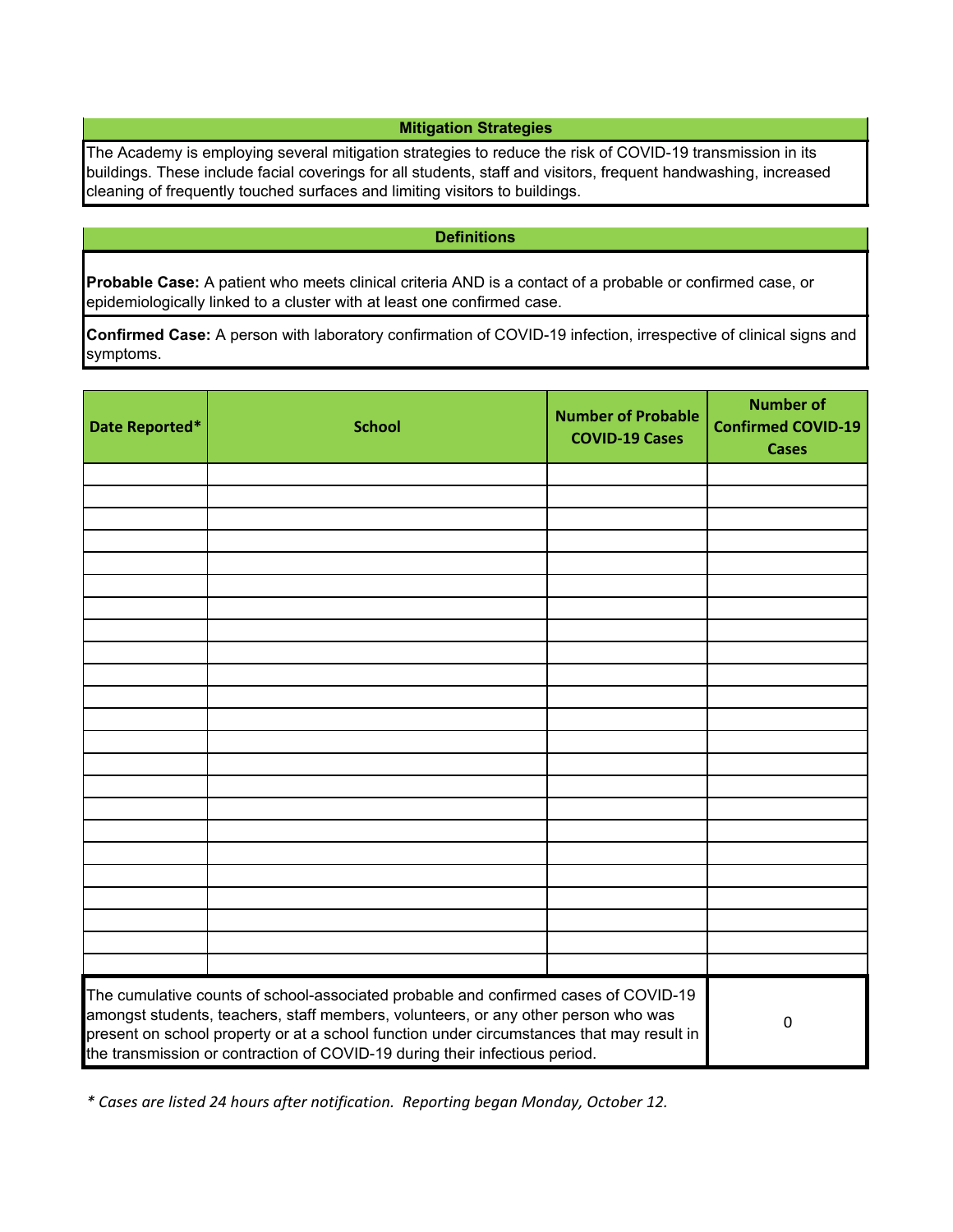## Mitigation Strategies

The Academy is employing several mitigation strategies to reduce the risk of COVID-19 transmission in its buildings. These include facial coverings for all students, staff and visitors, frequent handwashing, increased cleaning of frequently touched surfaces and limiting visitors to buildings.

## Definitions

**Probable Case:** A patient who meets clinical criteria AND is a contact of a probable or confirmed case, or epidemiologically linked to a cluster with at least one confirmed case.

**Confirmed Case:** A person with laboratory confirmation of COVID-19 infection, irrespective of clinical signs and symptoms.

| Date Reported* | School | Number of Probable COVID-19 Cases | Number of Confirmed COVID-19 Cases |
|---|---|---|---|
| | | | |
| | | | |
| | | | |
| | | | |
| | | | |
| | | | |
| | | | |
| | | | |
| | | | |
| | | | |
| | | | |
| | | | |
| | | | |
| | | | |
| | | | |
| | | | |
| | | | |
| | | | |
| | | | |
| | | | |
| | | | |
| | | | |
| | | | |
| The cumulative counts of school-associated probable and confirmed cases of COVID-19 amongst students, teachers, staff members, volunteers, or any other person who was present on school property or at a school function under circumstances that may result in the transmission or contraction of COVID-19 during their infectious period. | | | 0 |

*\* Cases are listed 24 hours after notification. Reporting began Monday, October 12.*